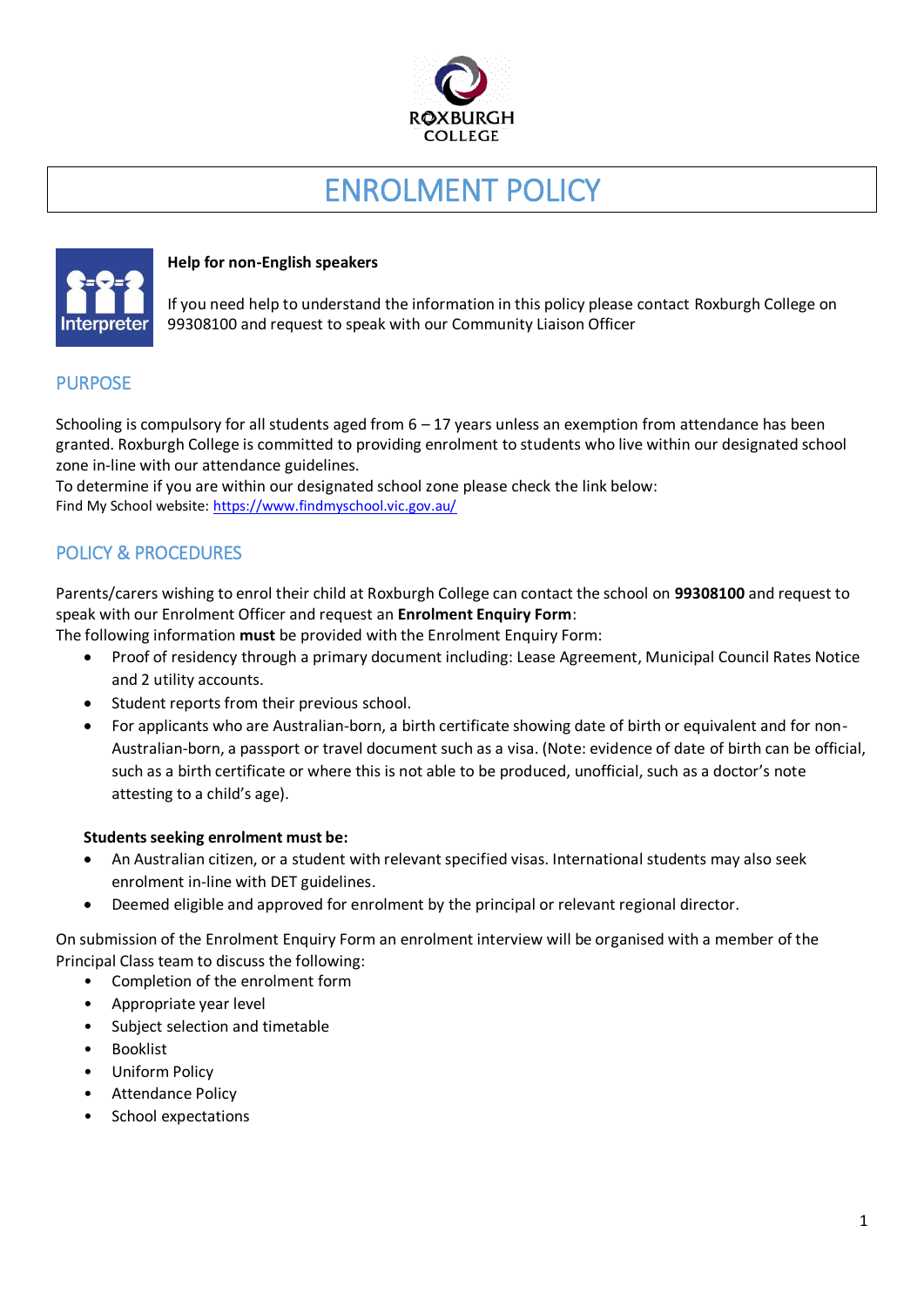ROXBURGH COLLEGE

# ENROLMENT POLICY

**Help for non-English speakers**

If you need help to understand the information in this policy please contact Roxburgh College on 99308100 and request to speak with our Community Liaison Officer

## PURPOSE

Schooling is compulsory for all students aged from 6 – 17 years unless an exemption from attendance has been granted. Roxburgh College is committed to providing enrolment to students who live within our designated school zone in-line with our attendance guidelines.
To determine if you are within our designated school zone please check the link below:
Find My School website: https://www.findmyschool.vic.gov.au/

## POLICY & PROCEDURES

Parents/carers wishing to enrol their child at Roxburgh College can contact the school on **99308100** and request to speak with our Enrolment Officer and request an **Enrolment Enquiry Form**:
The following information **must** be provided with the Enrolment Enquiry Form:

- Proof of residency through a primary document including: Lease Agreement, Municipal Council Rates Notice and 2 utility accounts.
- Student reports from their previous school.
- For applicants who are Australian-born, a birth certificate showing date of birth or equivalent and for non-Australian-born, a passport or travel document such as a visa. (Note: evidence of date of birth can be official, such as a birth certificate or where this is not able to be produced, unofficial, such as a doctor's note attesting to a child's age).

**Students seeking enrolment must be:**

- An Australian citizen, or a student with relevant specified visas. International students may also seek enrolment in-line with DET guidelines.
- Deemed eligible and approved for enrolment by the principal or relevant regional director.

On submission of the Enrolment Enquiry Form an enrolment interview will be organised with a member of the Principal Class team to discuss the following:

- Completion of the enrolment form
- Appropriate year level
- Subject selection and timetable
- Booklist
- Uniform Policy
- Attendance Policy
- School expectations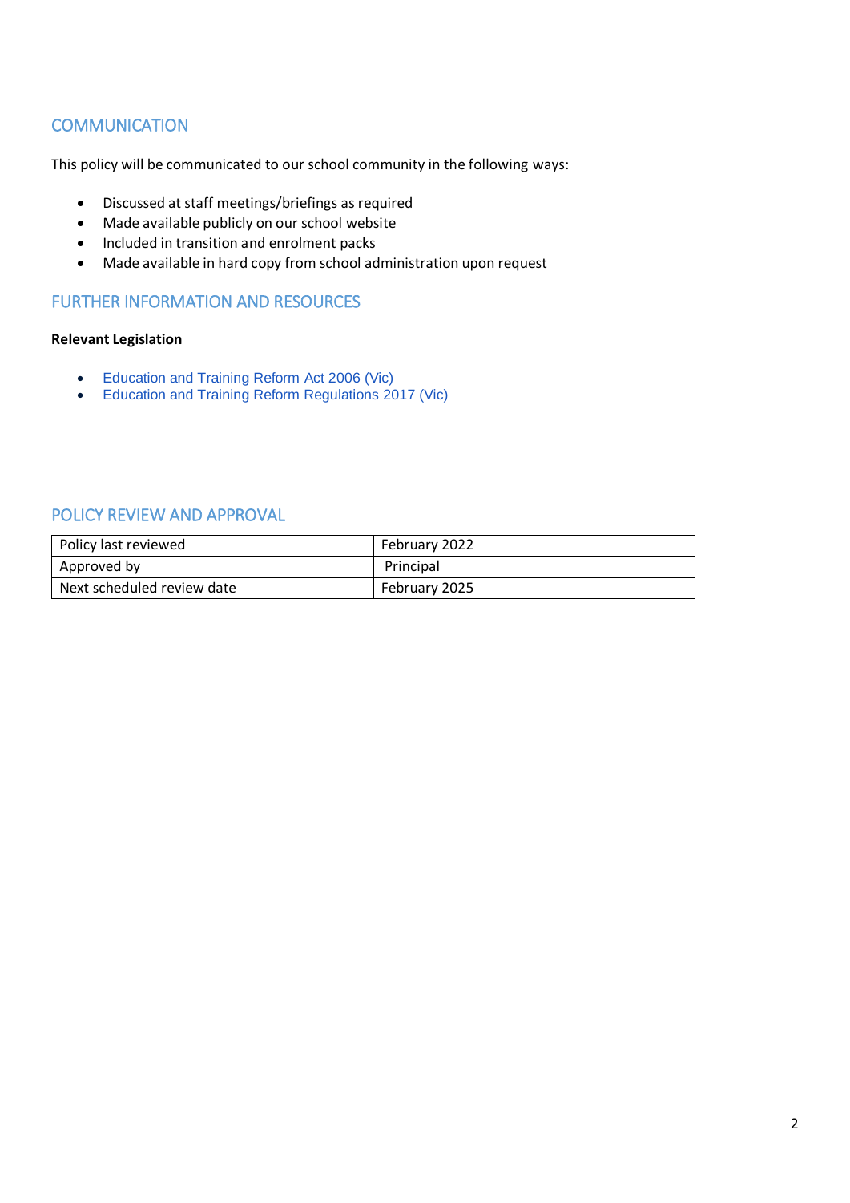## COMMUNICATION

This policy will be communicated to our school community in the following ways:

- Discussed at staff meetings/briefings as required
- Made available publicly on our school website
- Included in transition and enrolment packs
- Made available in hard copy from school administration upon request

## FURTHER INFORMATION AND RESOURCES

**Relevant Legislation**

- Education and Training Reform Act 2006 (Vic)
- Education and Training Reform Regulations 2017 (Vic)

## POLICY REVIEW AND APPROVAL

| | |
|---|---|
| Policy last reviewed | February 2022 |
| Approved by | Principal |
| Next scheduled review date | February 2025 |